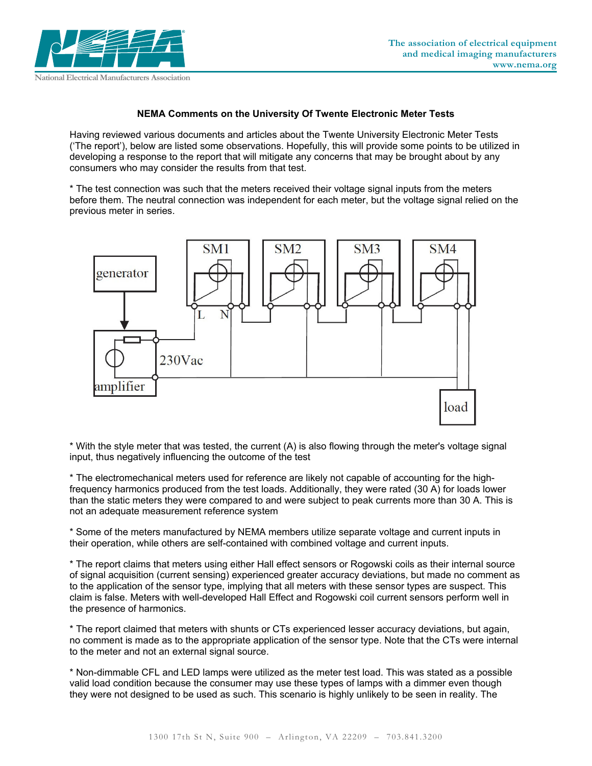## NEMA Comments on the University Of Twente Electronic Meter Tests

Having reviewed various documents and articles about the Twente University Electronic Meter Tests ('The report'), below are listed some observations. Hopefully, this will provide some points to be utilized in developing a response to the report that will mitigate any concerns that may be brought about by any consumers who may consider the results from that test.

* The test connection was such that the meters received their voltage signal inputs from the meters before them. The neutral connection was independent for each meter, but the voltage signal relied on the previous meter in series.

* With the style meter that was tested, the current (A) is also flowing through the meter's voltage signal input, thus negatively influencing the outcome of the test

* The electromechanical meters used for reference are likely not capable of accounting for the high-frequency harmonics produced from the test loads. Additionally, they were rated (30 A) for loads lower than the static meters they were compared to and were subject to peak currents more than 30 A. This is not an adequate measurement reference system

* Some of the meters manufactured by NEMA members utilize separate voltage and current inputs in their operation, while others are self-contained with combined voltage and current inputs.

* The report claims that meters using either Hall effect sensors or Rogowski coils as their internal source of signal acquisition (current sensing) experienced greater accuracy deviations, but made no comment as to the application of the sensor type, implying that all meters with these sensor types are suspect. This claim is false. Meters with well-developed Hall Effect and Rogowski coil current sensors perform well in the presence of harmonics.

* The report claimed that meters with shunts or CTs experienced lesser accuracy deviations, but again, no comment is made as to the appropriate application of the sensor type. Note that the CTs were internal to the meter and not an external signal source.

* Non-dimmable CFL and LED lamps were utilized as the meter test load. This was stated as a possible valid load condition because the consumer may use these types of lamps with a dimmer even though they were not designed to be used as such. This scenario is highly unlikely to be seen in reality. The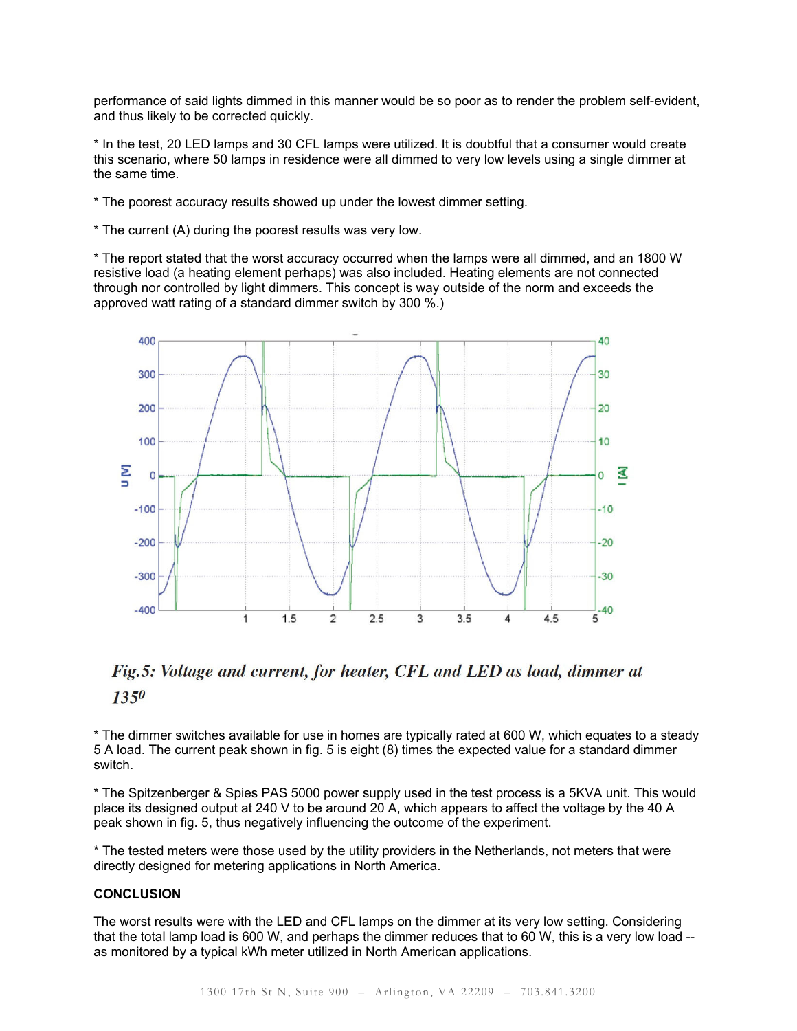performance of said lights dimmed in this manner would be so poor as to render the problem self-evident, and thus likely to be corrected quickly.

* In the test, 20 LED lamps and 30 CFL lamps were utilized. It is doubtful that a consumer would create this scenario, where 50 lamps in residence were all dimmed to very low levels using a single dimmer at the same time.

* The poorest accuracy results showed up under the lowest dimmer setting.

* The current (A) during the poorest results was very low.

* The report stated that the worst accuracy occurred when the lamps were all dimmed, and an 1800 W resistive load (a heating element perhaps) was also included. Heating elements are not connected through nor controlled by light dimmers. This concept is way outside of the norm and exceeds the approved watt rating of a standard dimmer switch by 300 %.)

*Fig.5: Voltage and current, for heater, CFL and LED as load, dimmer at 135⁰*

* The dimmer switches available for use in homes are typically rated at 600 W, which equates to a steady 5 A load. The current peak shown in fig. 5 is eight (8) times the expected value for a standard dimmer switch.

* The Spitzenberger & Spies PAS 5000 power supply used in the test process is a 5KVA unit. This would place its designed output at 240 V to be around 20 A, which appears to affect the voltage by the 40 A peak shown in fig. 5, thus negatively influencing the outcome of the experiment.

* The tested meters were those used by the utility providers in the Netherlands, not meters that were directly designed for metering applications in North America.

**CONCLUSION**

The worst results were with the LED and CFL lamps on the dimmer at its very low setting. Considering that the total lamp load is 600 W, and perhaps the dimmer reduces that to 60 W, this is a very low load -- as monitored by a typical kWh meter utilized in North American applications.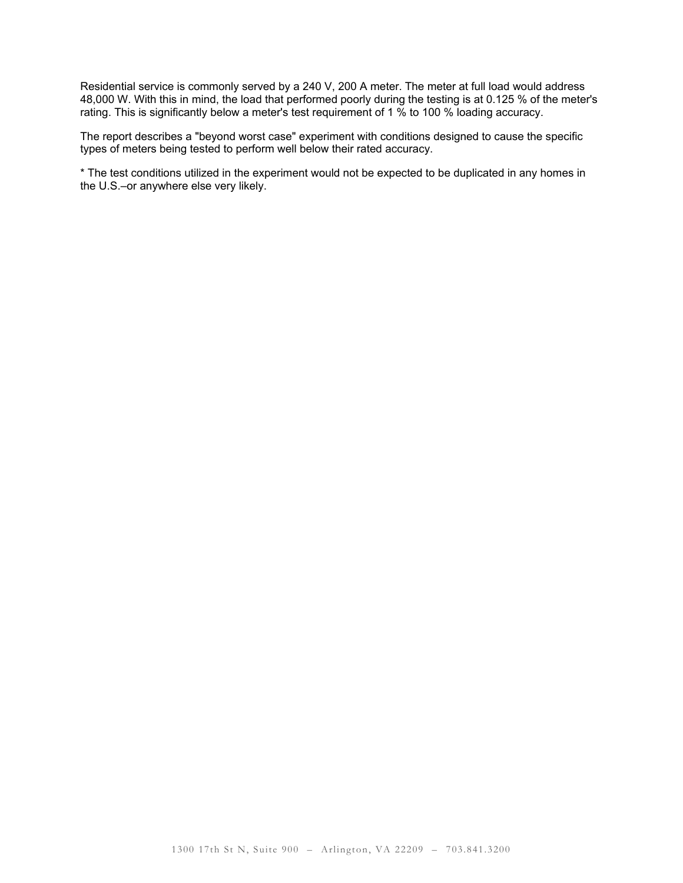Residential service is commonly served by a 240 V, 200 A meter. The meter at full load would address 48,000 W. With this in mind, the load that performed poorly during the testing is at 0.125 % of the meter's rating. This is significantly below a meter's test requirement of 1 % to 100 % loading accuracy.

The report describes a "beyond worst case" experiment with conditions designed to cause the specific types of meters being tested to perform well below their rated accuracy.

* The test conditions utilized in the experiment would not be expected to be duplicated in any homes in the U.S.–or anywhere else very likely.